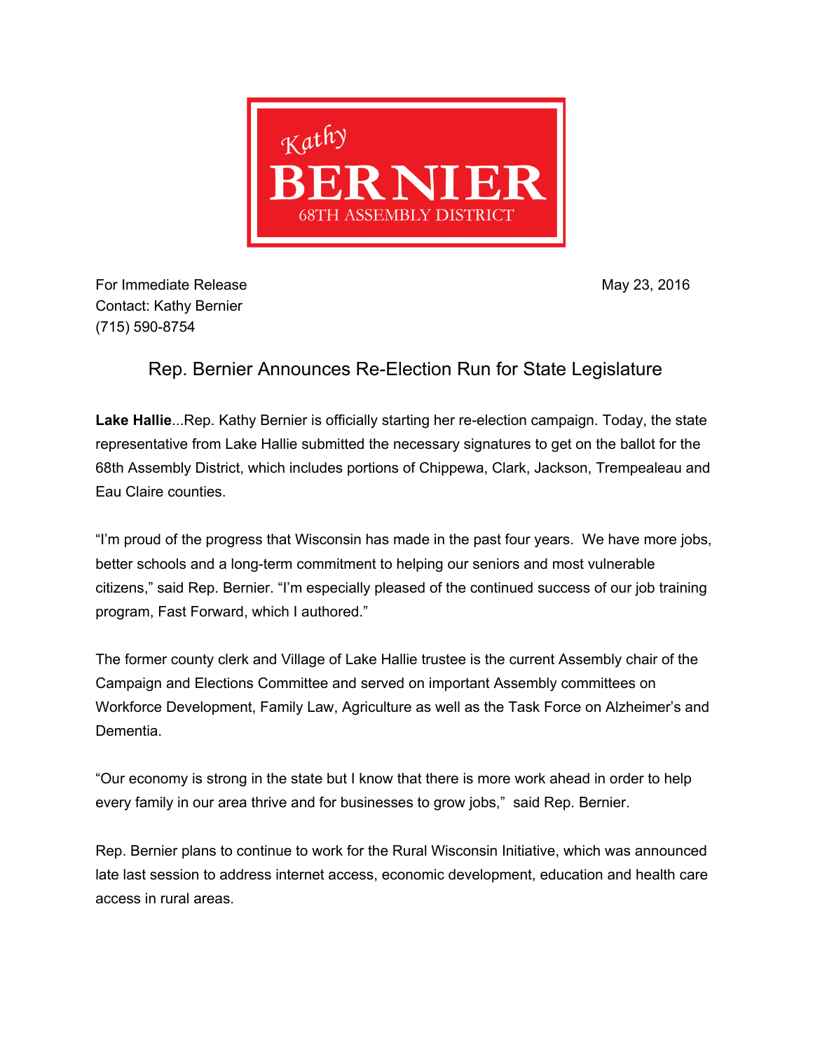Kathy

**BERNIER**

68TH ASSEMBLY DISTRICT

For Immediate Release May 23, 2016

Contact: Kathy Bernier

(715) 590-8754

## Rep. Bernier Announces Re-Election Run for State Legislature

**Lake Hallie**...Rep. Kathy Bernier is officially starting her re-election campaign. Today, the state representative from Lake Hallie submitted the necessary signatures to get on the ballot for the 68th Assembly District, which includes portions of Chippewa, Clark, Jackson, Trempealeau and Eau Claire counties.

"I'm proud of the progress that Wisconsin has made in the past four years. We have more jobs, better schools and a long-term commitment to helping our seniors and most vulnerable citizens," said Rep. Bernier. "I'm especially pleased of the continued success of our job training program, Fast Forward, which I authored."

The former county clerk and Village of Lake Hallie trustee is the current Assembly chair of the Campaign and Elections Committee and served on important Assembly committees on Workforce Development, Family Law, Agriculture as well as the Task Force on Alzheimer's and Dementia.

"Our economy is strong in the state but I know that there is more work ahead in order to help every family in our area thrive and for businesses to grow jobs," said Rep. Bernier.

Rep. Bernier plans to continue to work for the Rural Wisconsin Initiative, which was announced late last session to address internet access, economic development, education and health care access in rural areas.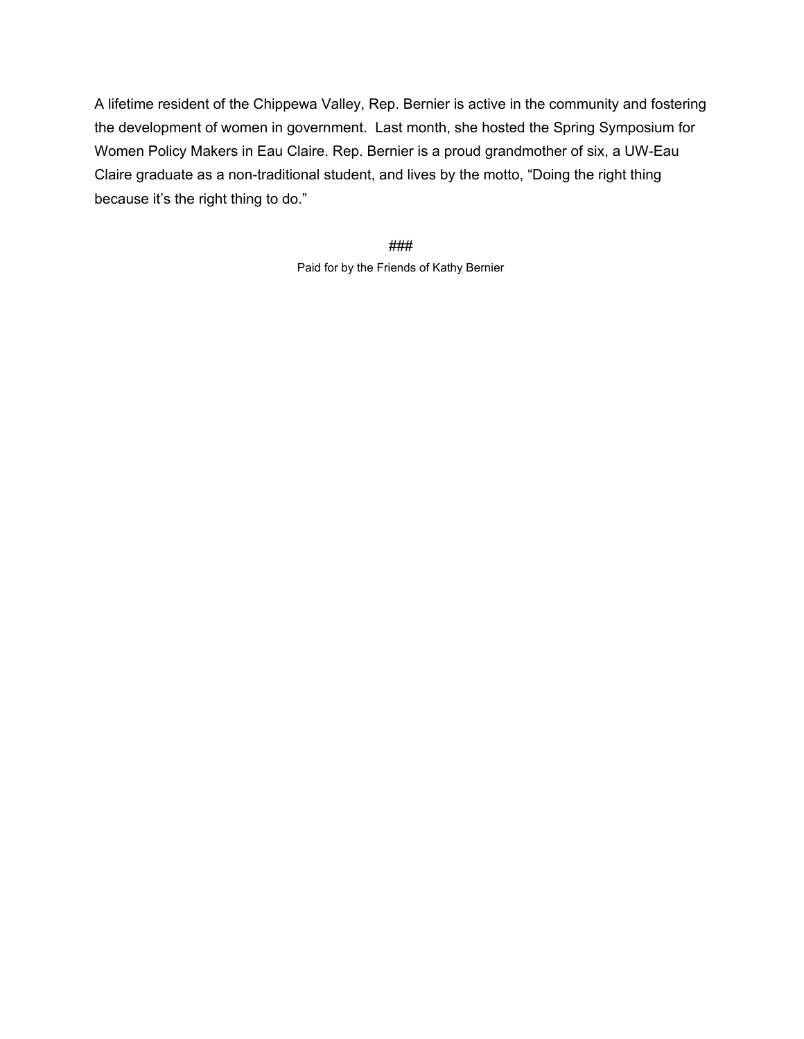A lifetime resident of the Chippewa Valley, Rep. Bernier is active in the community and fostering the development of women in government.  Last month, she hosted the Spring Symposium for Women Policy Makers in Eau Claire. Rep. Bernier is a proud grandmother of six, a UW-Eau Claire graduate as a non-traditional student, and lives by the motto, "Doing the right thing because it's the right thing to do."

###

Paid for by the Friends of Kathy Bernier